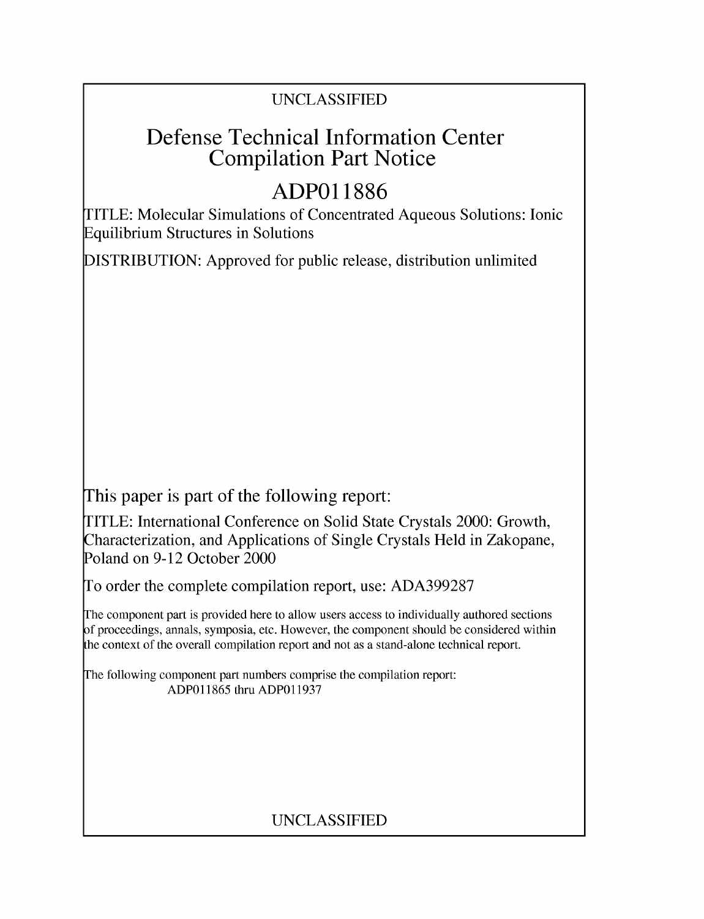UNCLASSIFIED

# Defense Technical Information Center Compilation Part Notice

# ADP011886

TITLE: Molecular Simulations of Concentrated Aqueous Solutions: Ionic Equilibrium Structures in Solutions

DISTRIBUTION: Approved for public release, distribution unlimited

This paper is part of the following report:

TITLE: International Conference on Solid State Crystals 2000: Growth, Characterization, and Applications of Single Crystals Held in Zakopane, Poland on 9-12 October 2000

To order the complete compilation report, use: ADA399287

The component part is provided here to allow users access to individually authored sections of proceedings, annals, symposia, etc. However, the component should be considered within the context of the overall compilation report and not as a stand-alone technical report.

The following component part numbers comprise the compilation report:
ADP011865 thru ADP011937

UNCLASSIFIED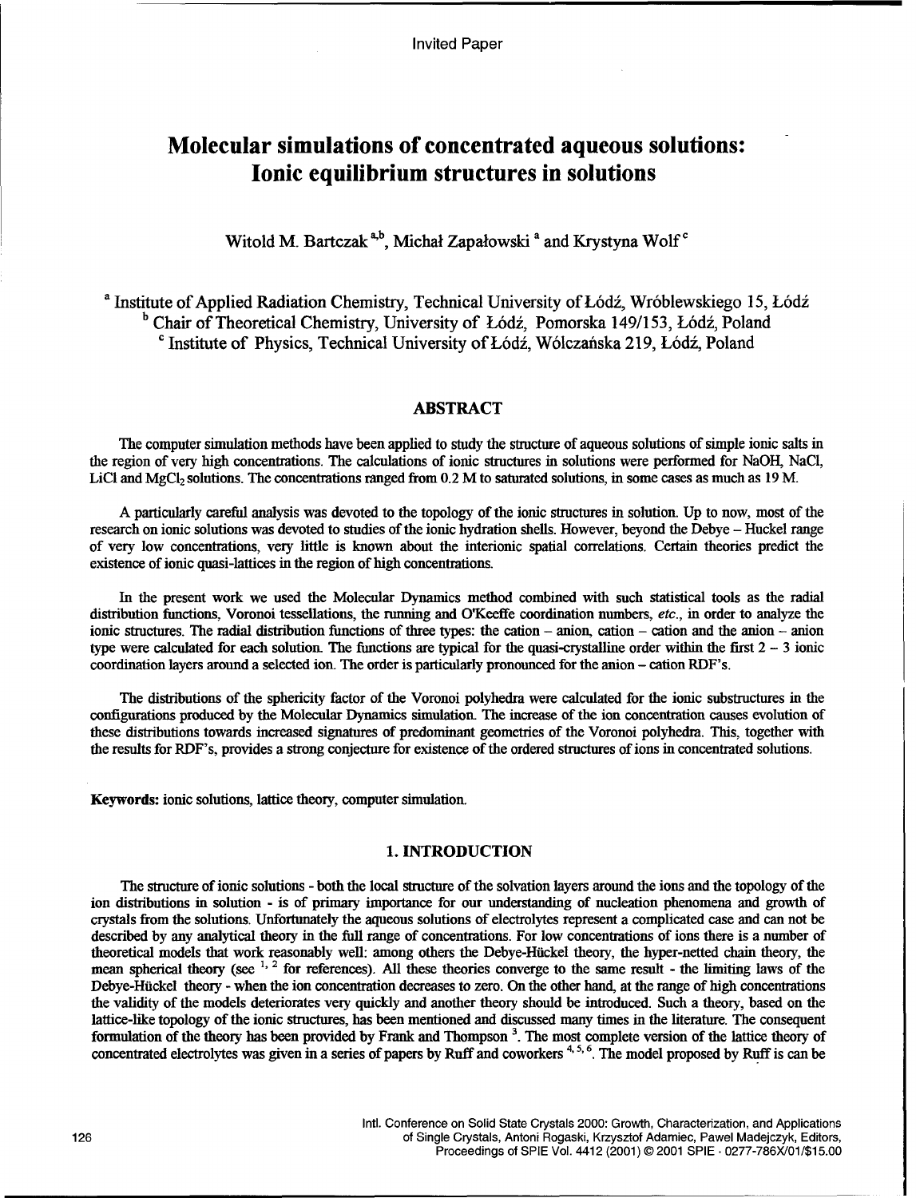Invited Paper

# Molecular simulations of concentrated aqueous solutions: Ionic equilibrium structures in solutions

Witold M. Bartczak [a,b], Michał Zapałowski [a] and Krystyna Wolf [c]

[a] Institute of Applied Radiation Chemistry, Technical University of Łódź, Wróblewskiego 15, Łódź
[b] Chair of Theoretical Chemistry, University of Łódź, Pomorska 149/153, Łódź, Poland
[c] Institute of Physics, Technical University of Łódź, Wólczańska 219, Łódź, Poland

## ABSTRACT

The computer simulation methods have been applied to study the structure of aqueous solutions of simple ionic salts in the region of very high concentrations. The calculations of ionic structures in solutions were performed for NaOH, NaCl, LiCl and $MgCl_2$ solutions. The concentrations ranged from 0.2 M to saturated solutions, in some cases as much as 19 M.

A particularly careful analysis was devoted to the topology of the ionic structures in solution. Up to now, most of the research on ionic solutions was devoted to studies of the ionic hydration shells. However, beyond the Debye – Huckel range of very low concentrations, very little is known about the interionic spatial correlations. Certain theories predict the existence of ionic quasi-lattices in the region of high concentrations.

In the present work we used the Molecular Dynamics method combined with such statistical tools as the radial distribution functions, Voronoi tessellations, the running and O'Keeffe coordination numbers, *etc.*, in order to analyze the ionic structures. The radial distribution functions of three types: the cation – anion, cation – cation and the anion – anion type were calculated for each solution. The functions are typical for the quasi-crystalline order within the first 2 – 3 ionic coordination layers around a selected ion. The order is particularly pronounced for the anion – cation RDF's.

The distributions of the sphericity factor of the Voronoi polyhedra were calculated for the ionic substructures in the configurations produced by the Molecular Dynamics simulation. The increase of the ion concentration causes evolution of these distributions towards increased signatures of predominant geometries of the Voronoi polyhedra. This, together with the results for RDF's, provides a strong conjecture for existence of the ordered structures of ions in concentrated solutions.

**Keywords:** ionic solutions, lattice theory, computer simulation.

## 1. INTRODUCTION

The structure of ionic solutions - both the local structure of the solvation layers around the ions and the topology of the ion distributions in solution - is of primary importance for our understanding of nucleation phenomena and growth of crystals from the solutions. Unfortunately the aqueous solutions of electrolytes represent a complicated case and can not be described by any analytical theory in the full range of concentrations. For low concentrations of ions there is a number of theoretical models that work reasonably well: among others the Debye-Hückel theory, the hyper-netted chain theory, the mean spherical theory (see [1, 2] for references). All these theories converge to the same result - the limiting laws of the Debye-Hückel theory - when the ion concentration decreases to zero. On the other hand, at the range of high concentrations the validity of the models deteriorates very quickly and another theory should be introduced. Such a theory, based on the lattice-like topology of the ionic structures, has been mentioned and discussed many times in the literature. The consequent formulation of the theory has been provided by Frank and Thompson [3]. The most complete version of the lattice theory of concentrated electrolytes was given in a series of papers by Ruff and coworkers [4, 5, 6]. The model proposed by Ruff is can be

Intl. Conference on Solid State Crystals 2000: Growth, Characterization, and Applications of Single Crystals, Antoni Rogaski, Krzysztof Adamiec, Pawel Madejczyk, Editors, Proceedings of SPIE Vol. 4412 (2001) © 2001 SPIE · 0277-786X/01/$15.00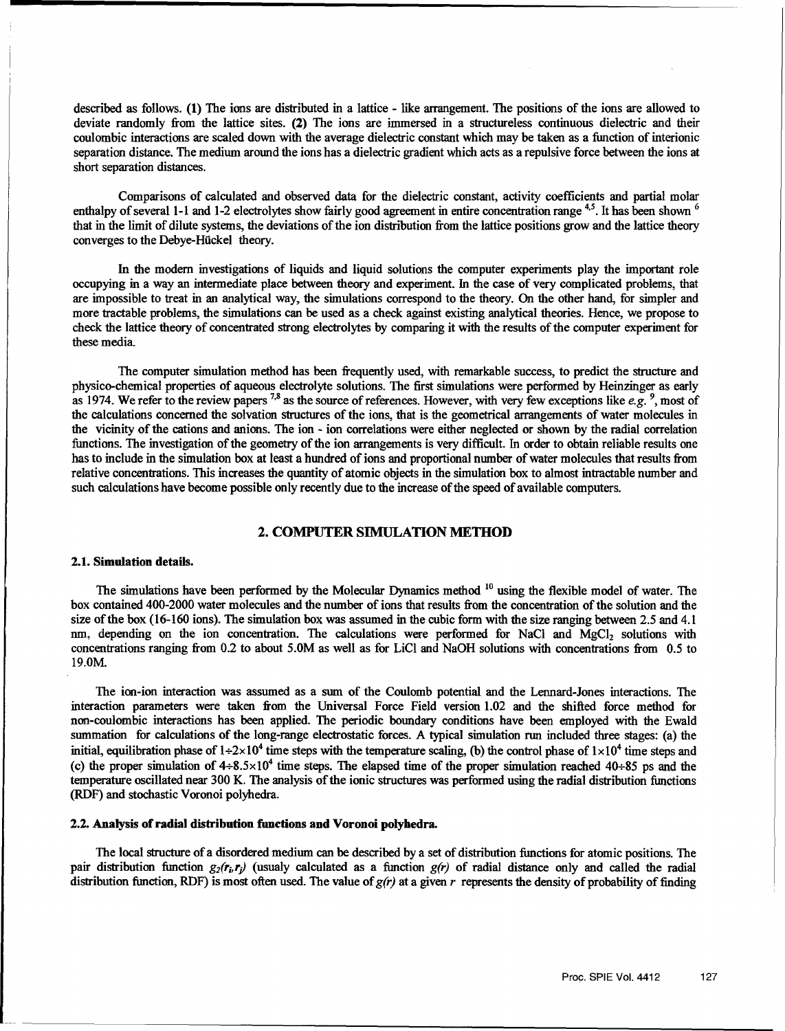described as follows. **(1)** The ions are distributed in a lattice - like arrangement. The positions of the ions are allowed to deviate randomly from the lattice sites. **(2)** The ions are immersed in a structureless continuous dielectric and their coulombic interactions are scaled down with the average dielectric constant which may be taken as a function of interionic separation distance. The medium around the ions has a dielectric gradient which acts as a repulsive force between the ions at short separation distances.

Comparisons of calculated and observed data for the dielectric constant, activity coefficients and partial molar enthalpy of several 1-1 and 1-2 electrolytes show fairly good agreement in entire concentration range [4,5]. It has been shown [6] that in the limit of dilute systems, the deviations of the ion distribution from the lattice positions grow and the lattice theory converges to the Debye-Hückel theory.

In the modern investigations of liquids and liquid solutions the computer experiments play the important role occupying in a way an intermediate place between theory and experiment. In the case of very complicated problems, that are impossible to treat in an analytical way, the simulations correspond to the theory. On the other hand, for simpler and more tractable problems, the simulations can be used as a check against existing analytical theories. Hence, we propose to check the lattice theory of concentrated strong electrolytes by comparing it with the results of the computer experiment for these media.

The computer simulation method has been frequently used, with remarkable success, to predict the structure and physico-chemical properties of aqueous electrolyte solutions. The first simulations were performed by Heinzinger as early as 1974. We refer to the review papers [7,8] as the source of references. However, with very few exceptions like *e.g.* [9], most of the calculations concerned the solvation structures of the ions, that is the geometrical arrangements of water molecules in the vicinity of the cations and anions. The ion - ion correlations were either neglected or shown by the radial correlation functions. The investigation of the geometry of the ion arrangements is very difficult. In order to obtain reliable results one has to include in the simulation box at least a hundred of ions and proportional number of water molecules that results from relative concentrations. This increases the quantity of atomic objects in the simulation box to almost intractable number and such calculations have become possible only recently due to the increase of the speed of available computers.

## 2. COMPUTER SIMULATION METHOD

### 2.1. Simulation details.

The simulations have been performed by the Molecular Dynamics method [10] using the flexible model of water. The box contained 400-2000 water molecules and the number of ions that results from the concentration of the solution and the size of the box (16-160 ions). The simulation box was assumed in the cubic form with the size ranging between 2.5 and 4.1 nm, depending on the ion concentration. The calculations were performed for NaCl and $MgCl_2$ solutions with concentrations ranging from 0.2 to about 5.0M as well as for LiCl and NaOH solutions with concentrations from 0.5 to 19.0M.

The ion-ion interaction was assumed as a sum of the Coulomb potential and the Lennard-Jones interactions. The interaction parameters were taken from the Universal Force Field version 1.02 and the shifted force method for non-coulombic interactions has been applied. The periodic boundary conditions have been employed with the Ewald summation for calculations of the long-range electrostatic forces. A typical simulation run included three stages: (a) the initial, equilibration phase of $1\div2\times10^4$ time steps with the temperature scaling, (b) the control phase of $1\times10^4$ time steps and (c) the proper simulation of $4\div8.5\times10^4$ time steps. The elapsed time of the proper simulation reached 40÷85 ps and the temperature oscillated near 300 K. The analysis of the ionic structures was performed using the radial distribution functions (RDF) and stochastic Voronoi polyhedra.

### 2.2. Analysis of radial distribution functions and Voronoi polyhedra.

The local structure of a disordered medium can be described by a set of distribution functions for atomic positions. The pair distribution function $g_2(r_i,r_j)$ (usualy calculated as a function $g(r)$ of radial distance only and called the radial distribution function, RDF) is most often used. The value of $g(r)$ at a given $r$ represents the density of probability of finding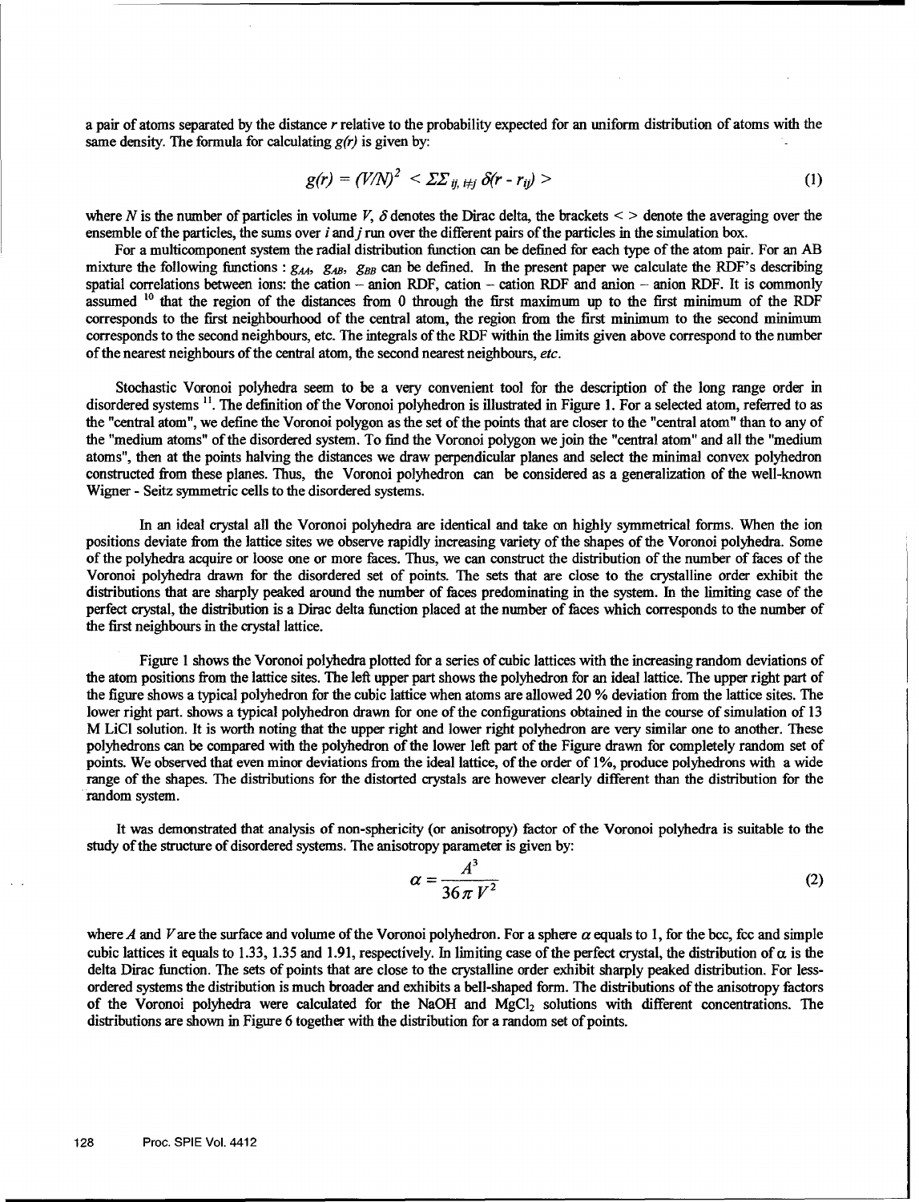a pair of atoms separated by the distance $r$ relative to the probability expected for an uniform distribution of atoms with the same density. The formula for calculating $g(r)$ is given by:

$$g(r) = (V/N)^2 < \Sigma\Sigma_{ij,\, i \neq j}\, \delta(r - r_{ij}) > \tag{1}$$

where $N$ is the number of particles in volume $V$, $\delta$ denotes the Dirac delta, the brackets < > denote the averaging over the ensemble of the particles, the sums over $i$ and $j$ run over the different pairs of the particles in the simulation box.

For a multicomponent system the radial distribution function can be defined for each type of the atom pair. For an AB mixture the following functions : $g_{AA}$, $g_{AB}$, $g_{BB}$ can be defined. In the present paper we calculate the RDF's describing spatial correlations between ions: the cation – anion RDF, cation – cation RDF and anion – anion RDF. It is commonly assumed [10] that the region of the distances from 0 through the first maximum up to the first minimum of the RDF corresponds to the first neighbourhood of the central atom, the region from the first minimum to the second minimum corresponds to the second neighbours, etc. The integrals of the RDF within the limits given above correspond to the number of the nearest neighbours of the central atom, the second nearest neighbours, *etc.*

Stochastic Voronoi polyhedra seem to be a very convenient tool for the description of the long range order in disordered systems [11]. The definition of the Voronoi polyhedron is illustrated in Figure 1. For a selected atom, referred to as the "central atom", we define the Voronoi polygon as the set of the points that are closer to the "central atom" than to any of the "medium atoms" of the disordered system. To find the Voronoi polygon we join the "central atom" and all the "medium atoms", then at the points halving the distances we draw perpendicular planes and select the minimal convex polyhedron constructed from these planes. Thus, the Voronoi polyhedron can be considered as a generalization of the well-known Wigner - Seitz symmetric cells to the disordered systems.

In an ideal crystal all the Voronoi polyhedra are identical and take on highly symmetrical forms. When the ion positions deviate from the lattice sites we observe rapidly increasing variety of the shapes of the Voronoi polyhedra. Some of the polyhedra acquire or loose one or more faces. Thus, we can construct the distribution of the number of faces of the Voronoi polyhedra drawn for the disordered set of points. The sets that are close to the crystalline order exhibit the distributions that are sharply peaked around the number of faces predominating in the system. In the limiting case of the perfect crystal, the distribution is a Dirac delta function placed at the number of faces which corresponds to the number of the first neighbours in the crystal lattice.

Figure 1 shows the Voronoi polyhedra plotted for a series of cubic lattices with the increasing random deviations of the atom positions from the lattice sites. The left upper part shows the polyhedron for an ideal lattice. The upper right part of the figure shows a typical polyhedron for the cubic lattice when atoms are allowed 20 % deviation from the lattice sites. The lower right part. shows a typical polyhedron drawn for one of the configurations obtained in the course of simulation of 13 M LiCl solution. It is worth noting that the upper right and lower right polyhedron are very similar one to another. These polyhedrons can be compared with the polyhedron of the lower left part of the Figure drawn for completely random set of points. We observed that even minor deviations from the ideal lattice, of the order of 1%, produce polyhedrons with a wide range of the shapes. The distributions for the distorted crystals are however clearly different than the distribution for the random system.

It was demonstrated that analysis of non-sphericity (or anisotropy) factor of the Voronoi polyhedra is suitable to the study of the structure of disordered systems. The anisotropy parameter is given by:

$$\alpha = \frac{A^3}{36\pi V^2} \tag{2}$$

where $A$ and $V$ are the surface and volume of the Voronoi polyhedron. For a sphere $\alpha$ equals to 1, for the bcc, fcc and simple cubic lattices it equals to 1.33, 1.35 and 1.91, respectively. In limiting case of the perfect crystal, the distribution of $\alpha$ is the delta Dirac function. The sets of points that are close to the crystalline order exhibit sharply peaked distribution. For less-ordered systems the distribution is much broader and exhibits a bell-shaped form. The distributions of the anisotropy factors of the Voronoi polyhedra were calculated for the NaOH and $MgCl_2$ solutions with different concentrations. The distributions are shown in Figure 6 together with the distribution for a random set of points.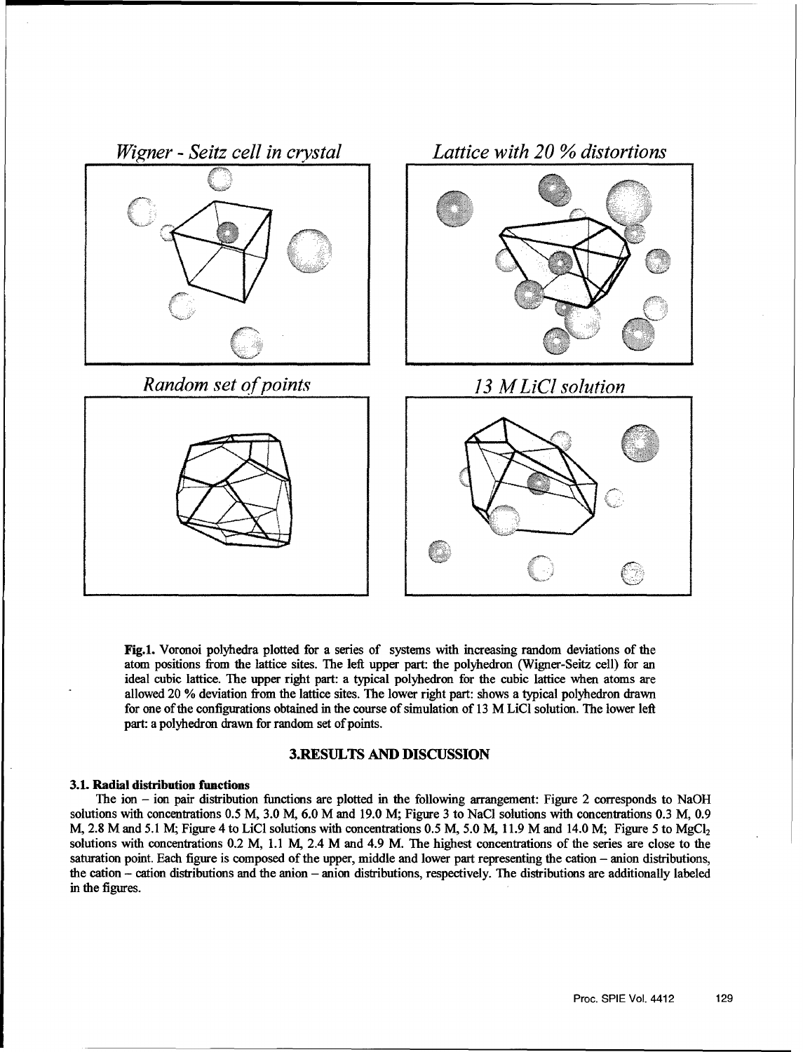Wigner - Seitz cell in crystal

Lattice with 20 % distortions

Random set of points

13 M LiCl solution

**Fig.1.** Voronoi polyhedra plotted for a series of systems with increasing random deviations of the atom positions from the lattice sites. The left upper part: the polyhedron (Wigner-Seitz cell) for an ideal cubic lattice. The upper right part: a typical polyhedron for the cubic lattice when atoms are allowed 20 % deviation from the lattice sites. The lower right part: shows a typical polyhedron drawn for one of the configurations obtained in the course of simulation of 13 M LiCl solution. The lower left part: a polyhedron drawn for random set of points.

## 3.RESULTS AND DISCUSSION

### 3.1. Radial distribution functions

The ion – ion pair distribution functions are plotted in the following arrangement: Figure 2 corresponds to NaOH solutions with concentrations 0.5 M, 3.0 M, 6.0 M and 19.0 M; Figure 3 to NaCl solutions with concentrations 0.3 M, 0.9 M, 2.8 M and 5.1 M; Figure 4 to LiCl solutions with concentrations 0.5 M, 5.0 M, 11.9 M and 14.0 M; Figure 5 to $MgCl_2$ solutions with concentrations 0.2 M, 1.1 M, 2.4 M and 4.9 M. The highest concentrations of the series are close to the saturation point. Each figure is composed of the upper, middle and lower part representing the cation – anion distributions, the cation – cation distributions and the anion – anion distributions, respectively. The distributions are additionally labeled in the figures.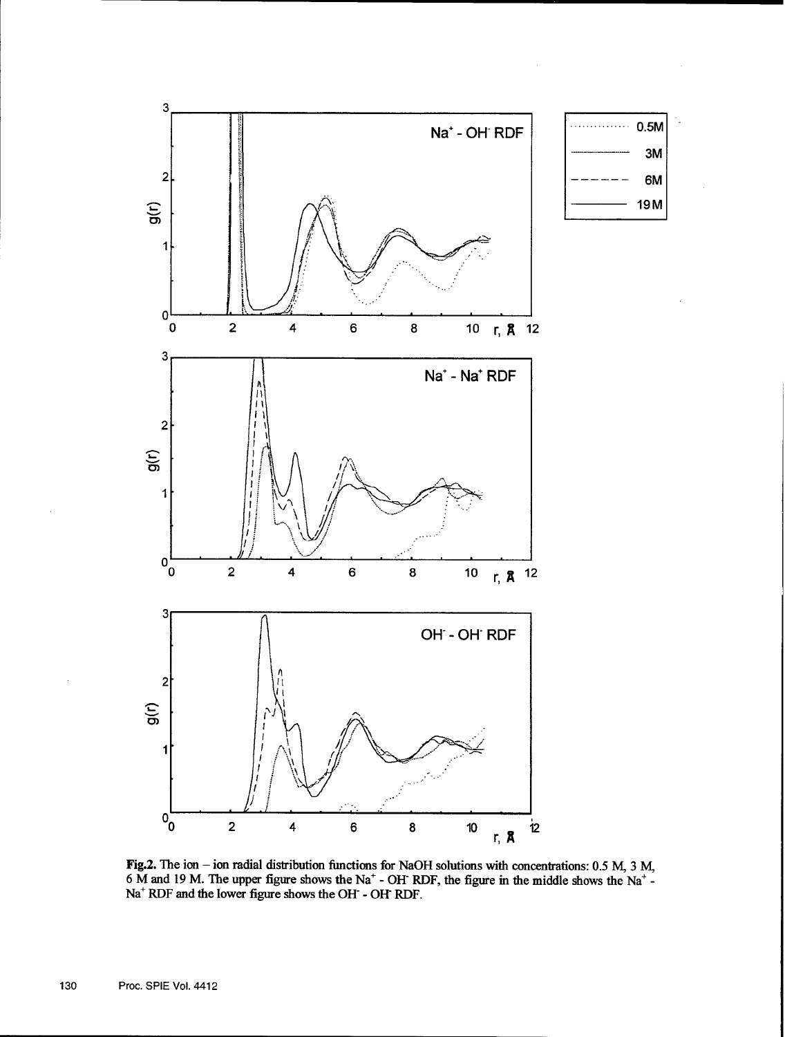**Fig.2.** The ion – ion radial distribution functions for NaOH solutions with concentrations: 0.5 M, 3 M, 6 M and 19 M. The upper figure shows the $Na^+$ - $OH^-$ RDF, the figure in the middle shows the $Na^+$ - $Na^+$ RDF and the lower figure shows the $OH^-$ - $OH^-$ RDF.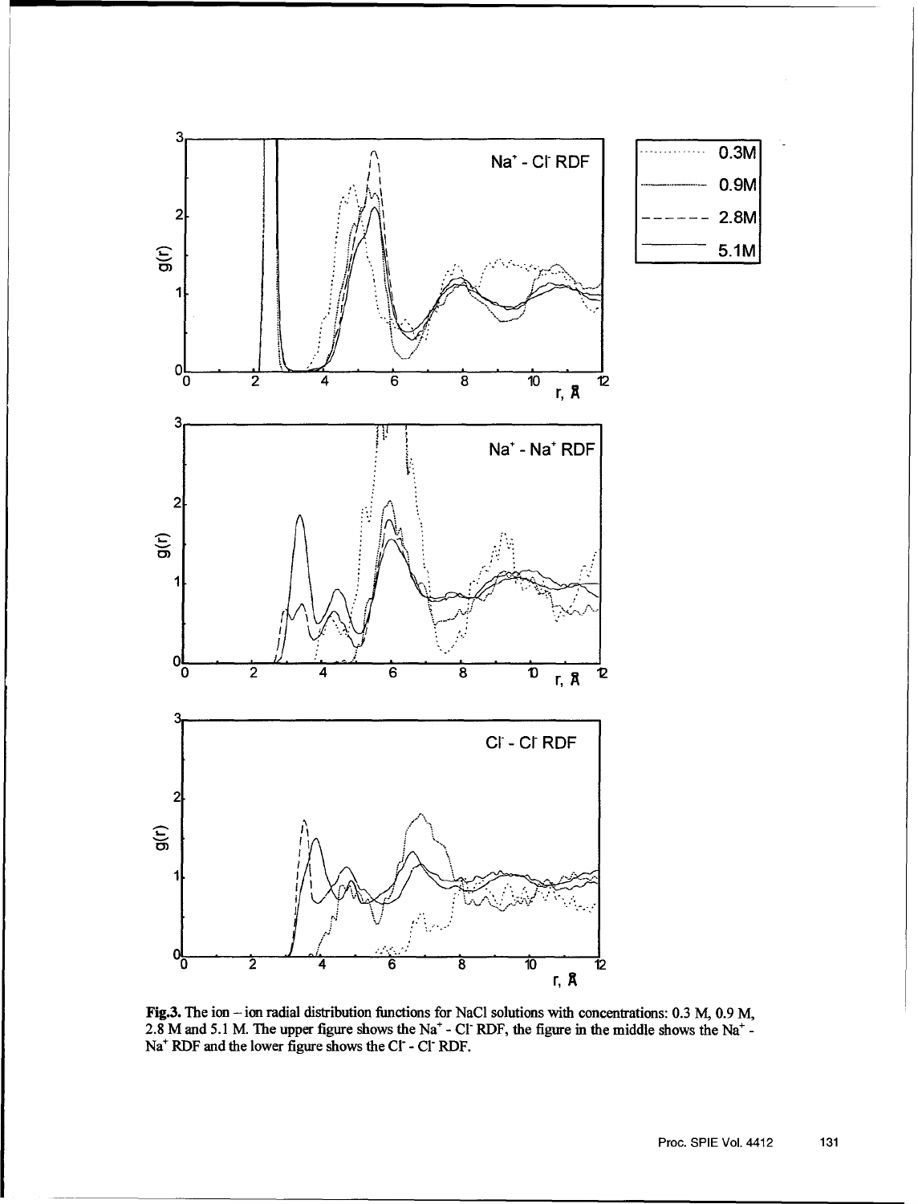**Fig.3.** The ion – ion radial distribution functions for NaCl solutions with concentrations: 0.3 M, 0.9 M, 2.8 M and 5.1 M. The upper figure shows the $Na^+$ - $Cl^-$ RDF, the figure in the middle shows the $Na^+$ - $Na^+$ RDF and the lower figure shows the $Cl^-$ - $Cl^-$ RDF.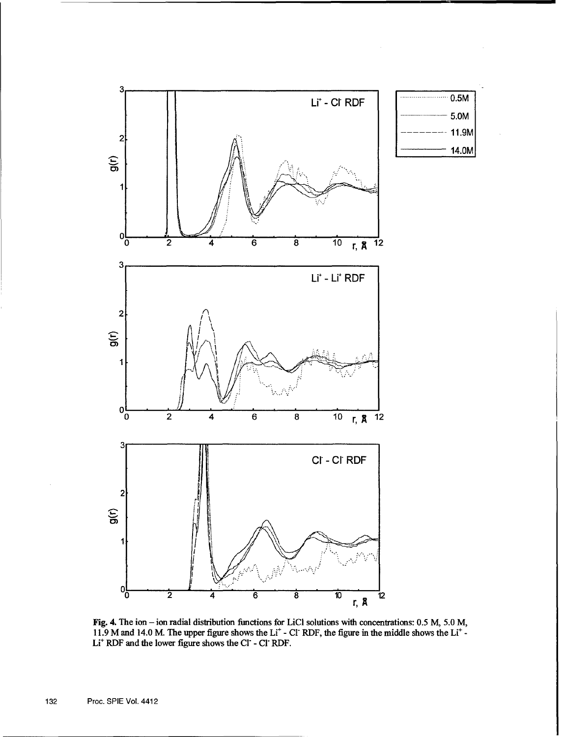**Fig. 4.** The ion – ion radial distribution functions for LiCl solutions with concentrations: 0.5 M, 5.0 M, 11.9 M and 14.0 M. The upper figure shows the $Li^+$ - $Cl^-$ RDF, the figure in the middle shows the $Li^+$ - $Li^+$ RDF and the lower figure shows the $Cl^-$ - $Cl^-$ RDF.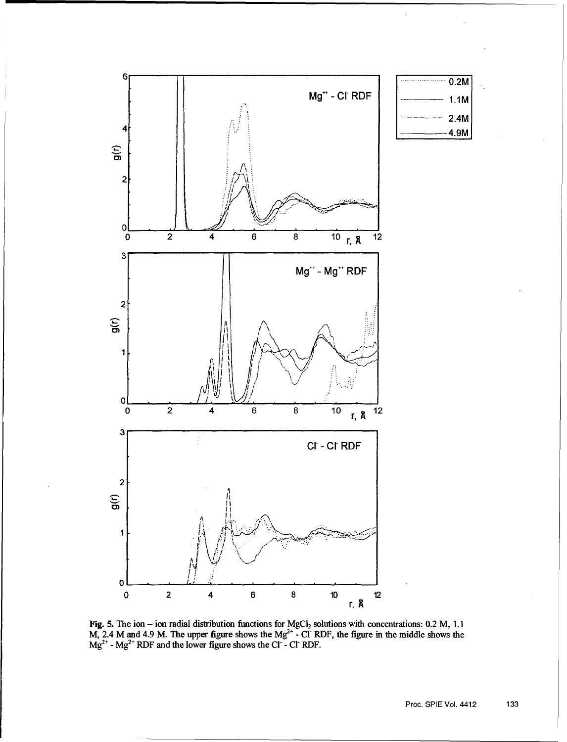**Fig. 5.** The ion – ion radial distribution functions for $MgCl_2$ solutions with concentrations: 0.2 M, 1.1 M, 2.4 M and 4.9 M. The upper figure shows the $Mg^{2+}$ - $Cl^-$ RDF, the figure in the middle shows the $Mg^{2+}$ - $Mg^{2+}$ RDF and the lower figure shows the $Cl^-$ - $Cl^-$ RDF.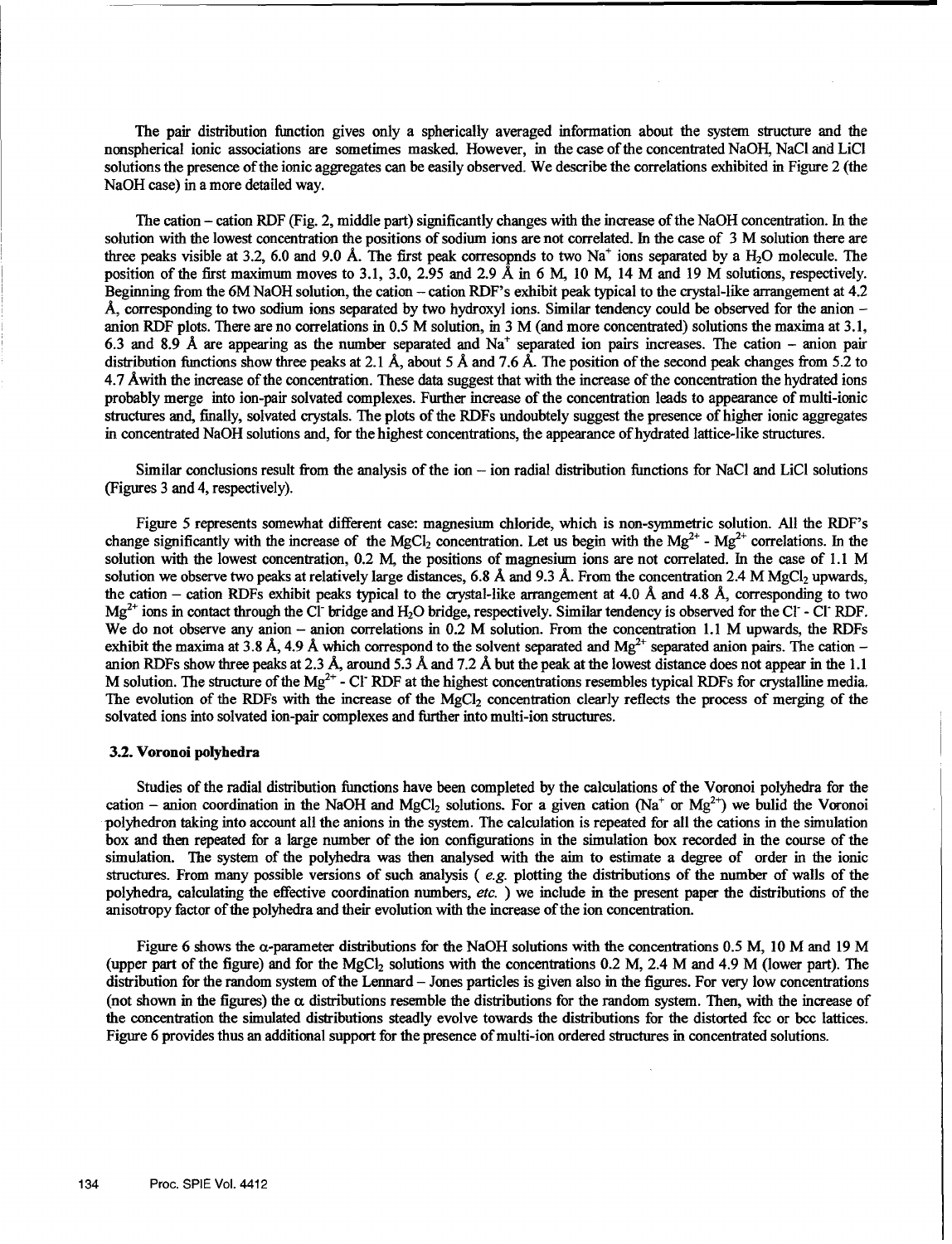The pair distribution function gives only a spherically averaged information about the system structure and the nonspherical ionic associations are sometimes masked. However, in the case of the concentrated NaOH, NaCl and LiCl solutions the presence of the ionic aggregates can be easily observed. We describe the correlations exhibited in Figure 2 (the NaOH case) in a more detailed way.

The cation – cation RDF (Fig. 2, middle part) significantly changes with the increase of the NaOH concentration. In the solution with the lowest concentration the positions of sodium ions are not correlated. In the case of 3 M solution there are three peaks visible at 3.2, 6.0 and 9.0 Å. The first peak corresopnds to two $Na^+$ ions separated by a $H_2O$ molecule. The position of the first maximum moves to 3.1, 3.0, 2.95 and 2.9 Å in 6 M, 10 M, 14 M and 19 M solutions, respectively. Beginning from the 6M NaOH solution, the cation – cation RDF's exhibit peak typical to the crystal-like arrangement at 4.2 Å, corresponding to two sodium ions separated by two hydroxyl ions. Similar tendency could be observed for the anion – anion RDF plots. There are no correlations in 0.5 M solution, in 3 M (and more concentrated) solutions the maxima at 3.1, 6.3 and 8.9 Å are appearing as the number separated and $Na^+$ separated ion pairs increases. The cation – anion pair distribution functions show three peaks at 2.1 Å, about 5 Å and 7.6 Å. The position of the second peak changes from 5.2 to 4.7 Åwith the increase of the concentration. These data suggest that with the increase of the concentration the hydrated ions probably merge into ion-pair solvated complexes. Further increase of the concentration leads to appearance of multi-ionic structures and, finally, solvated crystals. The plots of the RDFs undoubtely suggest the presence of higher ionic aggregates in concentrated NaOH solutions and, for the highest concentrations, the appearance of hydrated lattice-like structures.

Similar conclusions result from the analysis of the ion – ion radial distribution functions for NaCl and LiCl solutions (Figures 3 and 4, respectively).

Figure 5 represents somewhat different case: magnesium chloride, which is non-symmetric solution. All the RDF's change significantly with the increase of the $MgCl_2$ concentration. Let us begin with the $Mg^{2+}$ - $Mg^{2+}$ correlations. In the solution with the lowest concentration, 0.2 M, the positions of magnesium ions are not correlated. In the case of 1.1 M solution we observe two peaks at relatively large distances, 6.8 Å and 9.3 Å. From the concentration 2.4 M $MgCl_2$ upwards, the cation – cation RDFs exhibit peaks typical to the crystal-like arrangement at 4.0 Å and 4.8 Å, corresponding to two $Mg^{2+}$ ions in contact through the $Cl^-$ bridge and $H_2O$ bridge, respectively. Similar tendency is observed for the $Cl^-$ - $Cl^-$ RDF. We do not observe any anion – anion correlations in 0.2 M solution. From the concentration 1.1 M upwards, the RDFs exhibit the maxima at 3.8 Å, 4.9 Å which correspond to the solvent separated and $Mg^{2+}$ separated anion pairs. The cation – anion RDFs show three peaks at 2.3 Å, around 5.3 Å and 7.2 Å but the peak at the lowest distance does not appear in the 1.1 M solution. The structure of the $Mg^{2+}$ - $Cl^-$ RDF at the highest concentrations resembles typical RDFs for crystalline media. The evolution of the RDFs with the increase of the $MgCl_2$ concentration clearly reflects the process of merging of the solvated ions into solvated ion-pair complexes and further into multi-ion structures.

### 3.2. Voronoi polyhedra

Studies of the radial distribution functions have been completed by the calculations of the Voronoi polyhedra for the cation – anion coordination in the NaOH and $MgCl_2$ solutions. For a given cation ($Na^+$ or $Mg^{2+}$) we bulid the Voronoi polyhedron taking into account all the anions in the system. The calculation is repeated for all the cations in the simulation box and then repeated for a large number of the ion configurations in the simulation box recorded in the course of the simulation. The system of the polyhedra was then analysed with the aim to estimate a degree of order in the ionic structures. From many possible versions of such analysis ( *e.g.* plotting the distributions of the number of walls of the polyhedra, calculating the effective coordination numbers, *etc.* ) we include in the present paper the distributions of the anisotropy factor of the polyhedra and their evolution with the increase of the ion concentration.

Figure 6 shows the $\alpha$-parameter distributions for the NaOH solutions with the concentrations 0.5 M, 10 M and 19 M (upper part of the figure) and for the $MgCl_2$ solutions with the concentrations 0.2 M, 2.4 M and 4.9 M (lower part). The distribution for the random system of the Lennard – Jones particles is given also in the figures. For very low concentrations (not shown in the figures) the $\alpha$ distributions resemble the distributions for the random system. Then, with the increase of the concentration the simulated distributions steadly evolve towards the distributions for the distorted fcc or bcc lattices. Figure 6 provides thus an additional support for the presence of multi-ion ordered structures in concentrated solutions.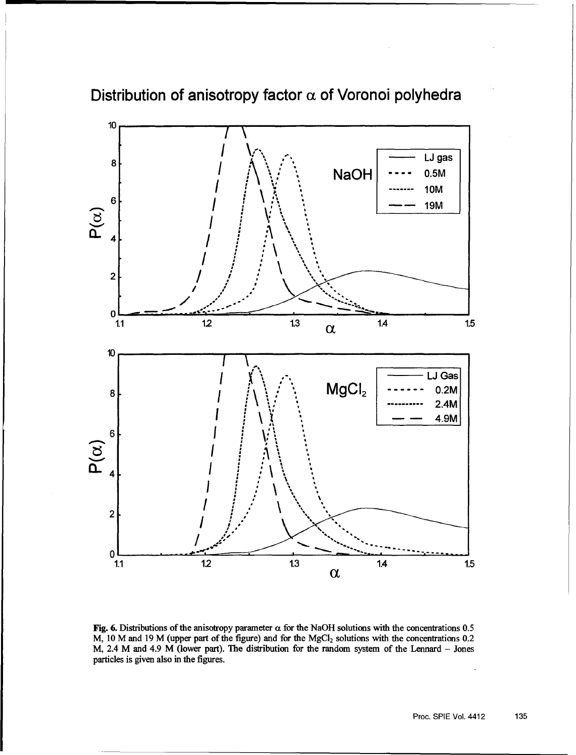Fig. 6. Distributions of the anisotropy parameter $\alpha$ for the NaOH solutions with the concentrations 0.5 M, 10 M and 19 M (upper part of the figure) and for the $MgCl_2$ solutions with the concentrations 0.2 M, 2.4 M and 4.9 M (lower part). The distribution for the random system of the Lennard – Jones particles is given also in the figures.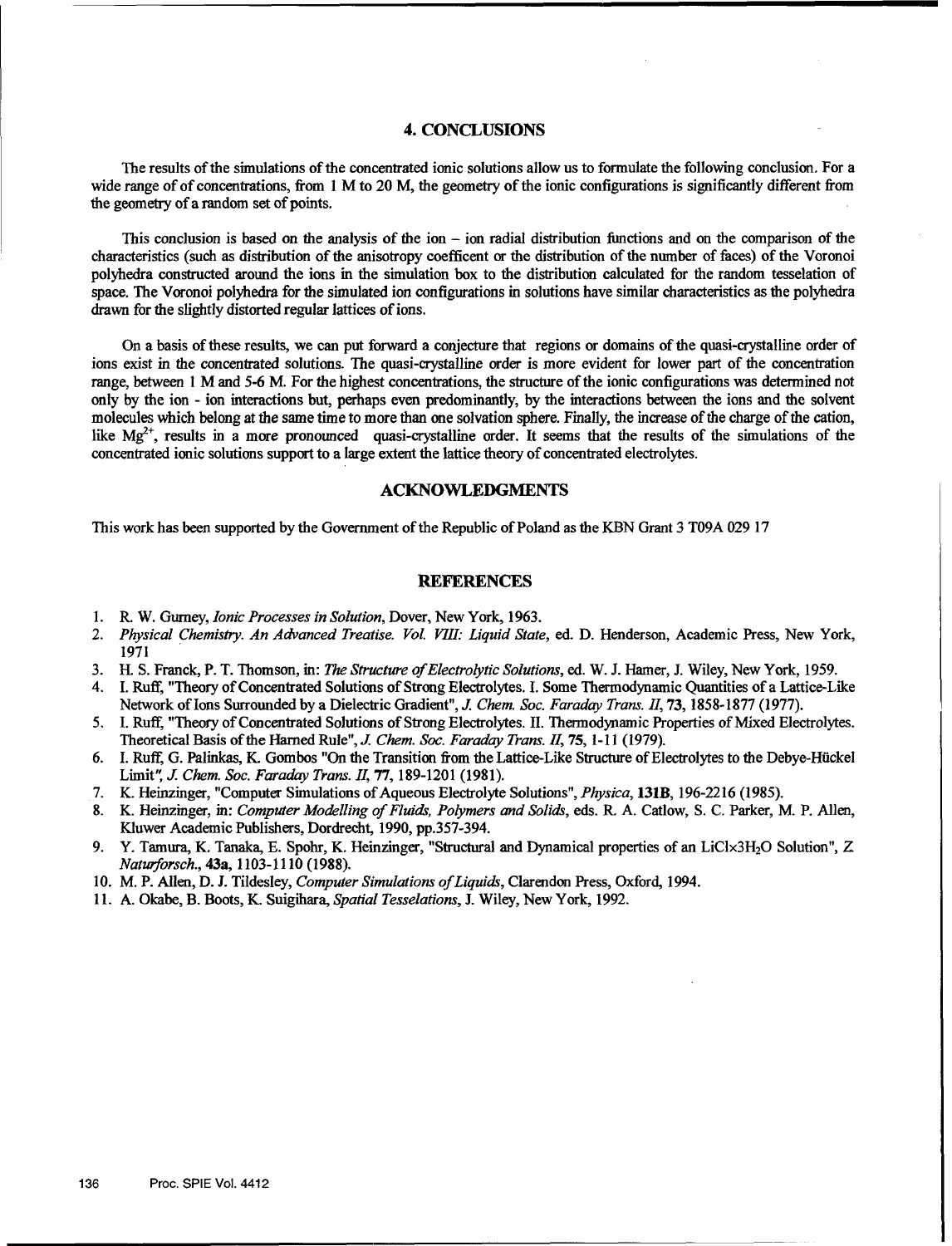## 4. CONCLUSIONS

The results of the simulations of the concentrated ionic solutions allow us to formulate the following conclusion. For a wide range of of concentrations, from 1 M to 20 M, the geometry of the ionic configurations is significantly different from the geometry of a random set of points.

This conclusion is based on the analysis of the ion – ion radial distribution functions and on the comparison of the characteristics (such as distribution of the anisotropy coefficent or the distribution of the number of faces) of the Voronoi polyhedra constructed around the ions in the simulation box to the distribution calculated for the random tesselation of space. The Voronoi polyhedra for the simulated ion configurations in solutions have similar characteristics as the polyhedra drawn for the slightly distorted regular lattices of ions.

On a basis of these results, we can put forward a conjecture that regions or domains of the quasi-crystalline order of ions exist in the concentrated solutions. The quasi-crystalline order is more evident for lower part of the concentration range, between 1 M and 5-6 M. For the highest concentrations, the structure of the ionic configurations was determined not only by the ion - ion interactions but, perhaps even predominantly, by the interactions between the ions and the solvent molecules which belong at the same time to more than one solvation sphere. Finally, the increase of the charge of the cation, like $Mg^{2+}$, results in a more pronounced quasi-crystalline order. It seems that the results of the simulations of the concentrated ionic solutions support to a large extent the lattice theory of concentrated electrolytes.

## ACKNOWLEDGMENTS

This work has been supported by the Government of the Republic of Poland as the KBN Grant 3 T09A 029 17

## REFERENCES

1. R. W. Gurney, *Ionic Processes in Solution*, Dover, New York, 1963.
2. *Physical Chemistry. An Advanced Treatise. Vol. VIII: Liquid State*, ed. D. Henderson, Academic Press, New York, 1971
3. H. S. Franck, P. T. Thomson, in: *The Structure of Electrolytic Solutions*, ed. W. J. Hamer, J. Wiley, New York, 1959.
4. I. Ruff, "Theory of Concentrated Solutions of Strong Electrolytes. I. Some Thermodynamic Quantities of a Lattice-Like Network of Ions Surrounded by a Dielectric Gradient", *J. Chem. Soc. Faraday Trans. II*, **73**, 1858-1877 (1977).
5. I. Ruff, "Theory of Concentrated Solutions of Strong Electrolytes. II. Thermodynamic Properties of Mixed Electrolytes. Theoretical Basis of the Harned Rule", *J. Chem. Soc. Faraday Trans. II*, **75**, 1-11 (1979).
6. I. Ruff, G. Palinkas, K. Gombos "On the Transition from the Lattice-Like Structure of Electrolytes to the Debye-Hückel Limit", *J. Chem. Soc. Faraday Trans. II*, **77**, 189-1201 (1981).
7. K. Heinzinger, "Computer Simulations of Aqueous Electrolyte Solutions", *Physica*, **131B**, 196-2216 (1985).
8. K. Heinzinger, in: *Computer Modelling of Fluids, Polymers and Solids*, eds. R. A. Catlow, S. C. Parker, M. P. Allen, Kluwer Academic Publishers, Dordrecht, 1990, pp.357-394.
9. Y. Tamura, K. Tanaka, E. Spohr, K. Heinzinger, "Structural and Dynamical properties of an LiCl×3$H_2O$ Solution", *Z Naturforsch.*, **43a**, 1103-1110 (1988).
10. M. P. Allen, D. J. Tildesley, *Computer Simulations of Liquids*, Clarendon Press, Oxford, 1994.
11. A. Okabe, B. Boots, K. Suigihara, *Spatial Tesselations*, J. Wiley, New York, 1992.